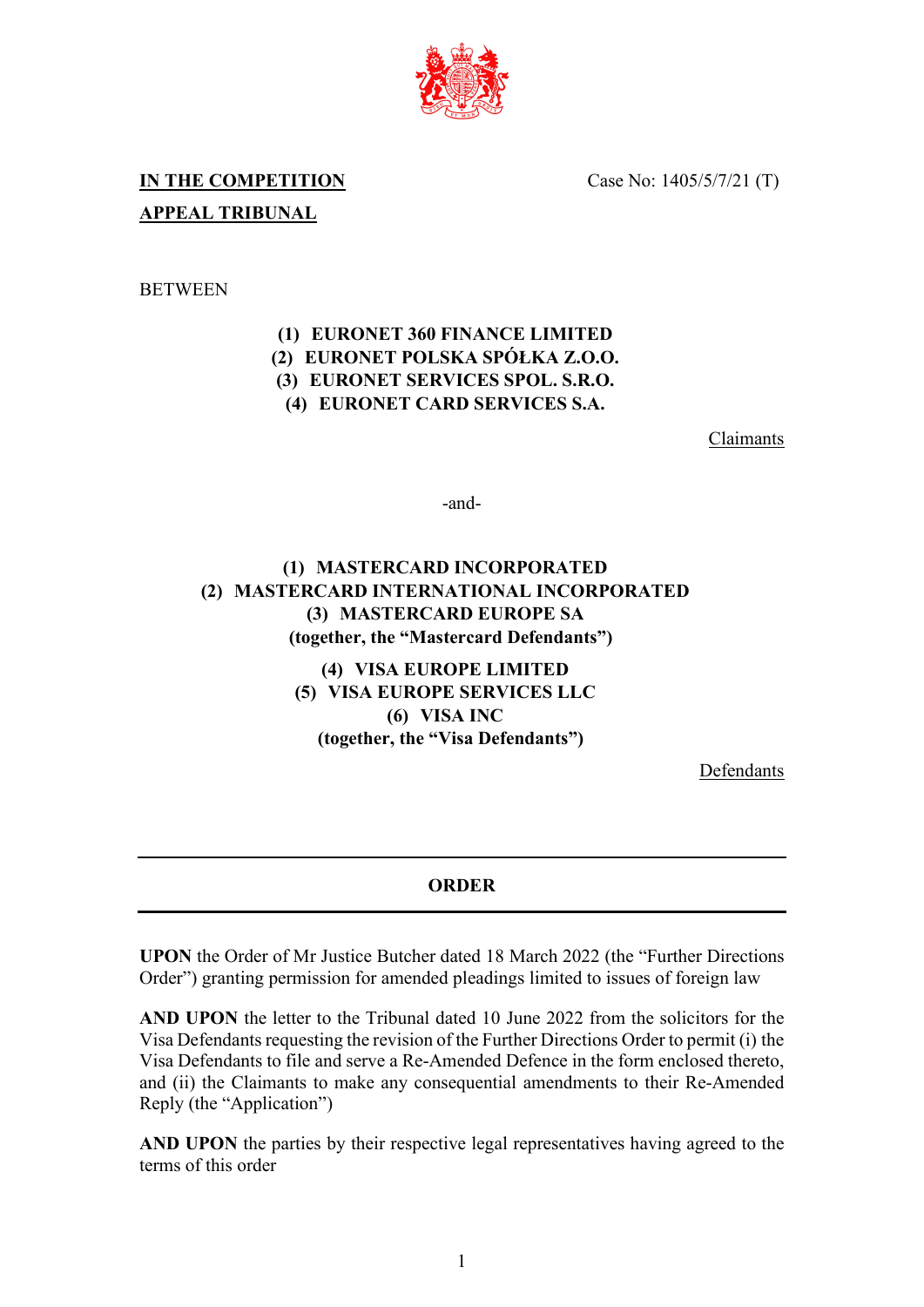**IN THE COMPETITION APPEAL TRIBUNAL**

Case No: 1405/5/7/21 (T)

BETWEEN

**(1) EURONET 360 FINANCE LIMITED**
**(2) EURONET POLSKA SPÓŁKA Z.O.O.**
**(3) EURONET SERVICES SPOL. S.R.O.**
**(4) EURONET CARD SERVICES S.A.**

Claimants

-and-

**(1) MASTERCARD INCORPORATED**
**(2) MASTERCARD INTERNATIONAL INCORPORATED**
**(3) MASTERCARD EUROPE SA**
**(together, the "Mastercard Defendants")**

**(4) VISA EUROPE LIMITED**
**(5) VISA EUROPE SERVICES LLC**
**(6) VISA INC**
**(together, the "Visa Defendants")**

Defendants

---

## ORDER

---

**UPON** the Order of Mr Justice Butcher dated 18 March 2022 (the "Further Directions Order") granting permission for amended pleadings limited to issues of foreign law

**AND UPON** the letter to the Tribunal dated 10 June 2022 from the solicitors for the Visa Defendants requesting the revision of the Further Directions Order to permit (i) the Visa Defendants to file and serve a Re-Amended Defence in the form enclosed thereto, and (ii) the Claimants to make any consequential amendments to their Re-Amended Reply (the "Application")

**AND UPON** the parties by their respective legal representatives having agreed to the terms of this order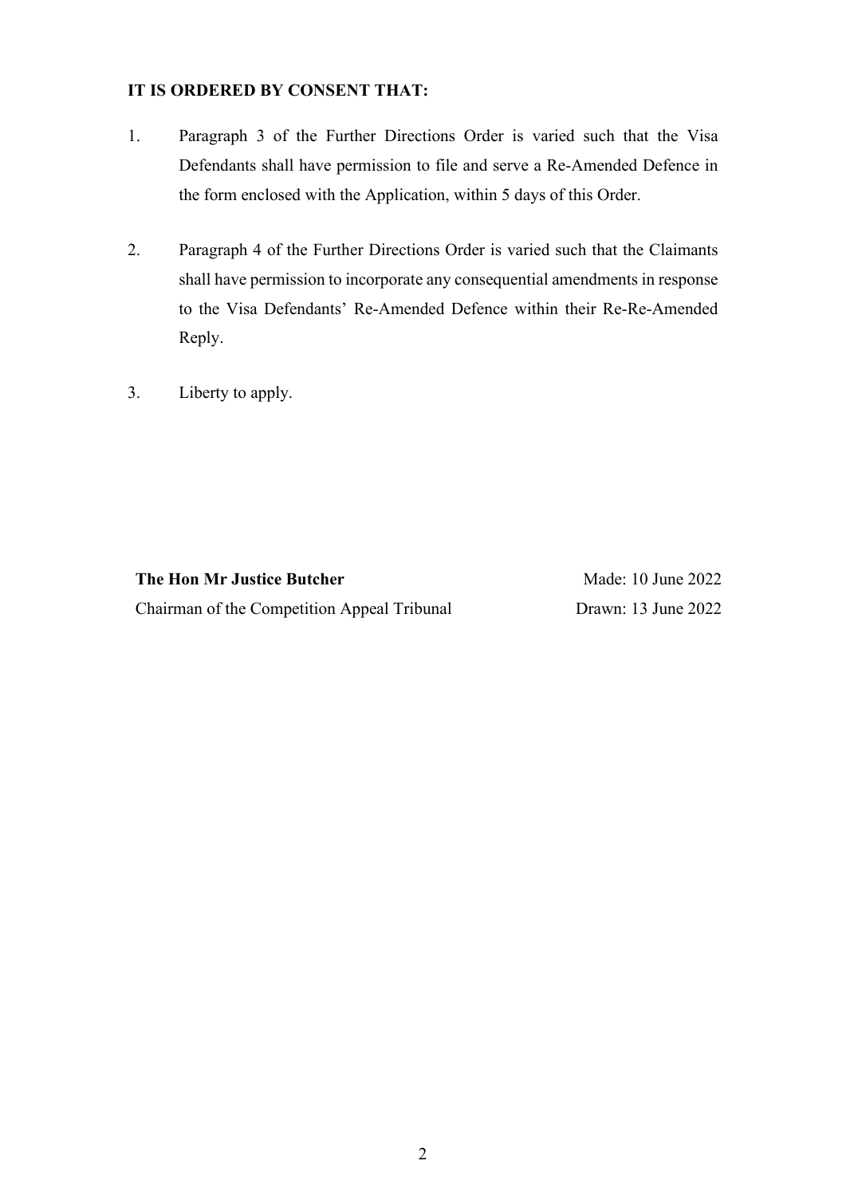**IT IS ORDERED BY CONSENT THAT:**

1. Paragraph 3 of the Further Directions Order is varied such that the Visa Defendants shall have permission to file and serve a Re-Amended Defence in the form enclosed with the Application, within 5 days of this Order.

2. Paragraph 4 of the Further Directions Order is varied such that the Claimants shall have permission to incorporate any consequential amendments in response to the Visa Defendants' Re-Amended Defence within their Re-Re-Amended Reply.

3. Liberty to apply.

**The Hon Mr Justice Butcher**
Chairman of the Competition Appeal Tribunal

Made: 10 June 2022
Drawn: 13 June 2022